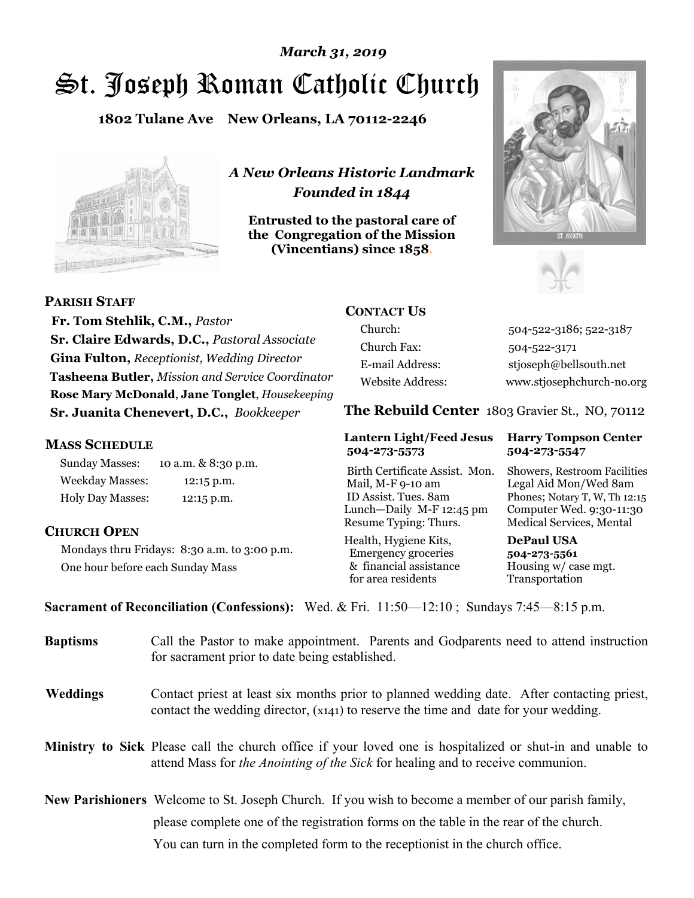*March 31, 2019*

# St. Joseph Roman Catholic Church

**1802 Tulane Ave New Orleans, LA 70112-2246**

*A New Orleans Historic Landmark*
*Founded in 1844*

**Entrusted to the pastoral care of the Congregation of the Mission (Vincentians) since 1858.**

## PARISH STAFF

**Fr. Tom Stehlik, C.M.,** *Pastor*
**Sr. Claire Edwards, D.C.,** *Pastoral Associate*
**Gina Fulton,** *Receptionist, Wedding Director*
**Tasheena Butler,** *Mission and Service Coordinator*
**Rose Mary McDonald**, **Jane Tonglet**, *Housekeeping*
**Sr. Juanita Chenevert, D.C.,** *Bookkeeper*

## MASS SCHEDULE

| | |
|---|---|
| Sunday Masses: | 10 a.m. & 8:30 p.m. |
| Weekday Masses: | 12:15 p.m. |
| Holy Day Masses: | 12:15 p.m. |

## CHURCH OPEN

Mondays thru Fridays: 8:30 a.m. to 3:00 p.m.
One hour before each Sunday Mass

## CONTACT US

| | |
|---|---|
| Church: | 504-522-3186; 522-3187 |
| Church Fax: | 504-522-3171 |
| E-mail Address: | stjoseph@bellsouth.net |
| Website Address: | www.stjosephchurch-no.org |

## The Rebuild Center 1803 Gravier St., NO, 70112

| **Lantern Light/Feed Jesus 504-273-5573** | **Harry Tompson Center 504-273-5547** |
|---|---|
| Birth Certificate Assist. Mon. Mail, M-F 9-10 am ID Assist. Tues. 8am Lunch—Daily M-F 12:45 pm Resume Typing: Thurs. | Showers, Restroom Facilities Legal Aid Mon/Wed 8am Phones; Notary T, W, Th 12:15 Computer Wed. 9:30-11:30 Medical Services, Mental |
| Health, Hygiene Kits, Emergency groceries & financial assistance for area residents | **DePaul USA 504-273-5561** Housing w/ case mgt. Transportation |

**Sacrament of Reconciliation (Confessions):** Wed. & Fri. 11:50—12:10 ; Sundays 7:45—8:15 p.m.

**Baptisms** Call the Pastor to make appointment. Parents and Godparents need to attend instruction for sacrament prior to date being established.

**Weddings** Contact priest at least six months prior to planned wedding date. After contacting priest, contact the wedding director, (x141) to reserve the time and date for your wedding.

**Ministry to Sick** Please call the church office if your loved one is hospitalized or shut-in and unable to attend Mass for *the Anointing of the Sick* for healing and to receive communion.

**New Parishioners** Welcome to St. Joseph Church. If you wish to become a member of our parish family, please complete one of the registration forms on the table in the rear of the church. You can turn in the completed form to the receptionist in the church office.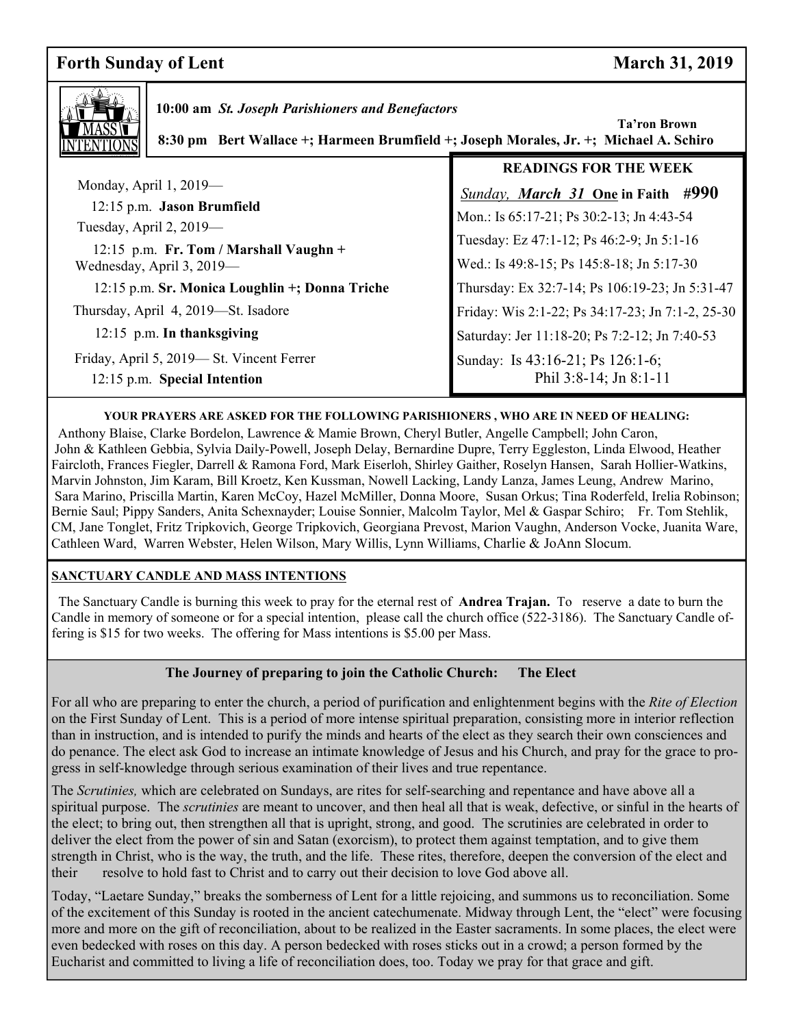## Forth Sunday of Lent March 31, 2019

**MASS INTENTIONS**

10:00 am *St. Joseph Parishioners and Benefactors*

Ta'ron Brown

8:30 pm **Bert Wallace +; Harmeen Brumfield +; Joseph Morales, Jr. +; Michael A. Schiro**

Monday, April 1, 2019—
12:15 p.m. **Jason Brumfield**

Tuesday, April 2, 2019—
12:15 p.m. **Fr. Tom / Marshall Vaughn +**

Wednesday, April 3, 2019—
12:15 p.m. **Sr. Monica Loughlin +; Donna Triche**

Thursday, April 4, 2019—St. Isadore
12:15 p.m. **In thanksgiving**

Friday, April 5, 2019— St. Vincent Ferrer
12:15 p.m. **Special Intention**

### READINGS FOR THE WEEK

*Sunday, **March 31*** **One in Faith #990**

Mon.: Is 65:17-21; Ps 30:2-13; Jn 4:43-54

Tuesday: Ez 47:1-12; Ps 46:2-9; Jn 5:1-16

Wed.: Is 49:8-15; Ps 145:8-18; Jn 5:17-30

Thursday: Ex 32:7-14; Ps 106:19-23; Jn 5:31-47

Friday: Wis 2:1-22; Ps 34:17-23; Jn 7:1-2, 25-30

Saturday: Jer 11:18-20; Ps 7:2-12; Jn 7:40-53

Sunday: Is 43:16-21; Ps 126:1-6; Phil 3:8-14; Jn 8:1-11

### YOUR PRAYERS ARE ASKED FOR THE FOLLOWING PARISHIONERS , WHO ARE IN NEED OF HEALING:

Anthony Blaise, Clarke Bordelon, Lawrence & Mamie Brown, Cheryl Butler, Angelle Campbell; John Caron, John & Kathleen Gebbia, Sylvia Daily-Powell, Joseph Delay, Bernardine Dupre, Terry Eggleston, Linda Elwood, Heather Faircloth, Frances Fiegler, Darrell & Ramona Ford, Mark Eiserloh, Shirley Gaither, Roselyn Hansen, Sarah Hollier-Watkins, Marvin Johnston, Jim Karam, Bill Kroetz, Ken Kussman, Nowell Lacking, Landy Lanza, James Leung, Andrew Marino, Sara Marino, Priscilla Martin, Karen McCoy, Hazel McMiller, Donna Moore, Susan Orkus; Tina Roderfeld, Irelia Robinson; Bernie Saul; Pippy Sanders, Anita Schexnayder; Louise Sonnier, Malcolm Taylor, Mel & Gaspar Schiro; Fr. Tom Stehlik, CM, Jane Tonglet, Fritz Tripkovich, George Tripkovich, Georgiana Prevost, Marion Vaughn, Anderson Vocke, Juanita Ware, Cathleen Ward, Warren Webster, Helen Wilson, Mary Willis, Lynn Williams, Charlie & JoAnn Slocum.

### SANCTUARY CANDLE AND MASS INTENTIONS

The Sanctuary Candle is burning this week to pray for the eternal rest of **Andrea Trajan.** To reserve a date to burn the Candle in memory of someone or for a special intention, please call the church office (522-3186). The Sanctuary Candle offering is $15 for two weeks. The offering for Mass intentions is $5.00 per Mass.

### The Journey of preparing to join the Catholic Church: The Elect

For all who are preparing to enter the church, a period of purification and enlightenment begins with the *Rite of Election* on the First Sunday of Lent. This is a period of more intense spiritual preparation, consisting more in interior reflection than in instruction, and is intended to purify the minds and hearts of the elect as they search their own consciences and do penance. The elect ask God to increase an intimate knowledge of Jesus and his Church, and pray for the grace to progress in self-knowledge through serious examination of their lives and true repentance.

The *Scrutinies,* which are celebrated on Sundays, are rites for self-searching and repentance and have above all a spiritual purpose. The *scrutinies* are meant to uncover, and then heal all that is weak, defective, or sinful in the hearts of the elect; to bring out, then strengthen all that is upright, strong, and good. The scrutinies are celebrated in order to deliver the elect from the power of sin and Satan (exorcism), to protect them against temptation, and to give them strength in Christ, who is the way, the truth, and the life. These rites, therefore, deepen the conversion of the elect and their resolve to hold fast to Christ and to carry out their decision to love God above all.

Today, "Laetare Sunday," breaks the somberness of Lent for a little rejoicing, and summons us to reconciliation. Some of the excitement of this Sunday is rooted in the ancient catechumenate. Midway through Lent, the "elect" were focusing more and more on the gift of reconciliation, about to be realized in the Easter sacraments. In some places, the elect were even bedecked with roses on this day. A person bedecked with roses sticks out in a crowd; a person formed by the Eucharist and committed to living a life of reconciliation does, too. Today we pray for that grace and gift.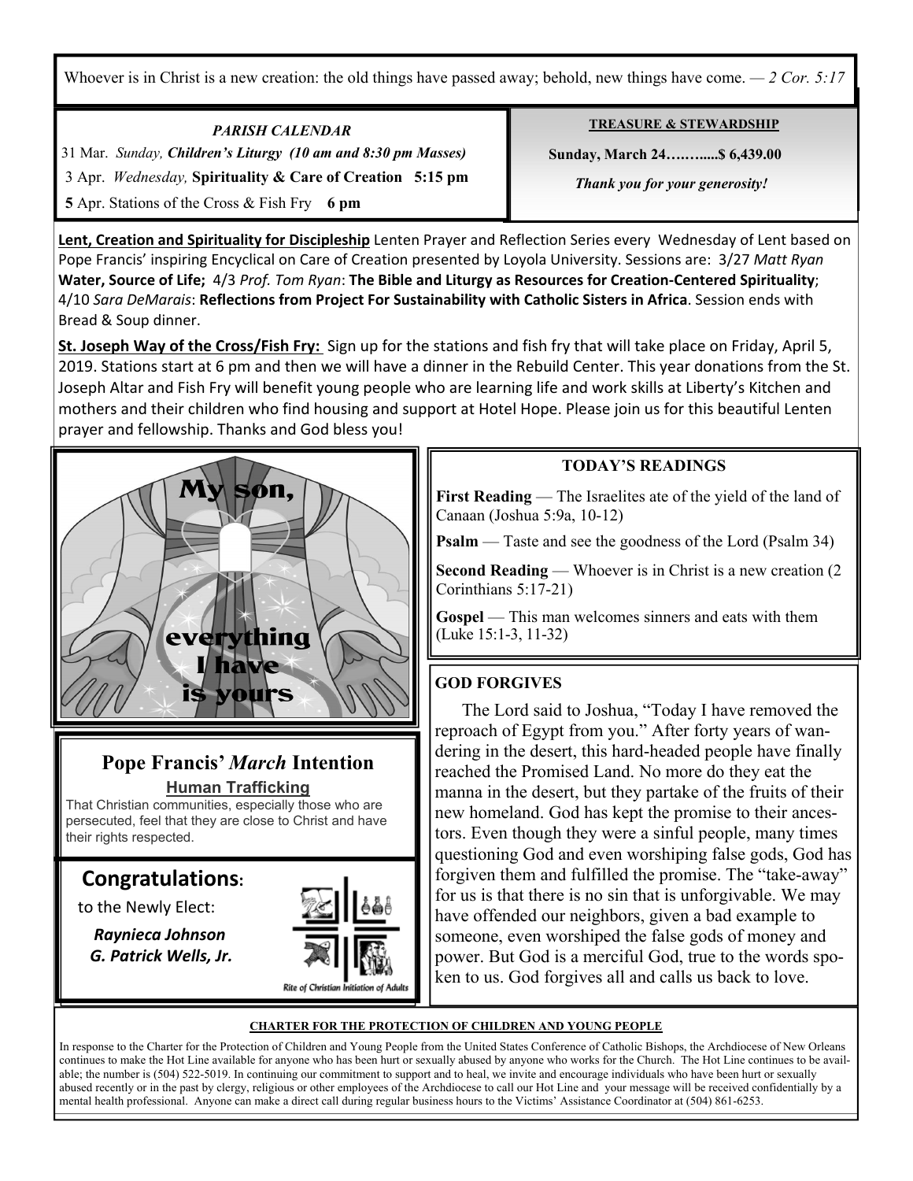Whoever is in Christ is a new creation: the old things have passed away; behold, new things have come. — *2 Cor. 5:17*

*PARISH CALENDAR*

31 Mar. *Sunday,* ***Children's Liturgy (10 am and 8:30 pm Masses)***

3 Apr. *Wednesday,* **Spirituality & Care of Creation 5:15 pm**

**5** Apr. Stations of the Cross & Fish Fry **6 pm**

**TREASURE & STEWARDSHIP**

**Sunday, March 24…….....$ 6,439.00**

***Thank you for your generosity!***

**Lent, Creation and Spirituality for Discipleship** Lenten Prayer and Reflection Series every Wednesday of Lent based on Pope Francis' inspiring Encyclical on Care of Creation presented by Loyola University. Sessions are: 3/27 *Matt Ryan* **Water, Source of Life;** 4/3 *Prof. Tom Ryan*: **The Bible and Liturgy as Resources for Creation-Centered Spirituality**; 4/10 *Sara DeMarais*: **Reflections from Project For Sustainability with Catholic Sisters in Africa**. Session ends with Bread & Soup dinner.

**St. Joseph Way of the Cross/Fish Fry:** Sign up for the stations and fish fry that will take place on Friday, April 5, 2019. Stations start at 6 pm and then we will have a dinner in the Rebuild Center. This year donations from the St. Joseph Altar and Fish Fry will benefit young people who are learning life and work skills at Liberty's Kitchen and mothers and their children who find housing and support at Hotel Hope. Please join us for this beautiful Lenten prayer and fellowship. Thanks and God bless you!

My son, everything I have is yours

## Pope Francis' *March* Intention

**Human Trafficking**

That Christian communities, especially those who are persecuted, feel that they are close to Christ and have their rights respected.

## Congratulations:

to the Newly Elect:

***Raynieca Johnson***
***G. Patrick Wells, Jr.***

Rite of Christian Initiation of Adults

**TODAY'S READINGS**

**First Reading** — The Israelites ate of the yield of the land of Canaan (Joshua 5:9a, 10-12)

**Psalm** — Taste and see the goodness of the Lord (Psalm 34)

**Second Reading** — Whoever is in Christ is a new creation (2 Corinthians 5:17-21)

**Gospel** — This man welcomes sinners and eats with them (Luke 15:1-3, 11-32)

**GOD FORGIVES**

The Lord said to Joshua, "Today I have removed the reproach of Egypt from you." After forty years of wandering in the desert, this hard-headed people have finally reached the Promised Land. No more do they eat the manna in the desert, but they partake of the fruits of their new homeland. God has kept the promise to their ancestors. Even though they were a sinful people, many times questioning God and even worshiping false gods, God has forgiven them and fulfilled the promise. The "take-away" for us is that there is no sin that is unforgivable. We may have offended our neighbors, given a bad example to someone, even worshiped the false gods of money and power. But God is a merciful God, true to the words spoken to us. God forgives all and calls us back to love.

**CHARTER FOR THE PROTECTION OF CHILDREN AND YOUNG PEOPLE**

In response to the Charter for the Protection of Children and Young People from the United States Conference of Catholic Bishops, the Archdiocese of New Orleans continues to make the Hot Line available for anyone who has been hurt or sexually abused by anyone who works for the Church. The Hot Line continues to be available; the number is (504) 522-5019. In continuing our commitment to support and to heal, we invite and encourage individuals who have been hurt or sexually abused recently or in the past by clergy, religious or other employees of the Archdiocese to call our Hot Line and your message will be received confidentially by a mental health professional. Anyone can make a direct call during regular business hours to the Victims' Assistance Coordinator at (504) 861-6253.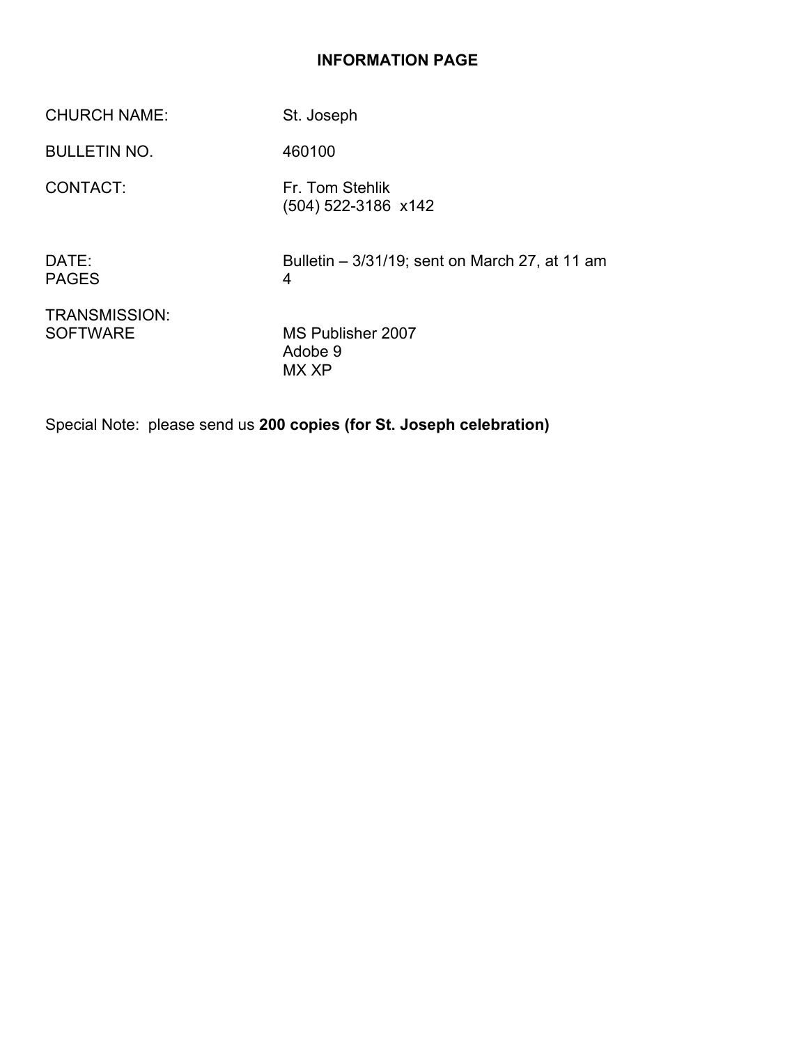# INFORMATION PAGE

| | |
|---|---|
| CHURCH NAME: | St. Joseph |
| BULLETIN NO. | 460100 |
| CONTACT: | Fr. Tom Stehlik<br>(504) 522-3186 x142 |
| DATE:<br>PAGES | Bulletin – 3/31/19; sent on March 27, at 11 am<br>4 |
| TRANSMISSION:<br>SOFTWARE | MS Publisher 2007<br>Adobe 9<br>MX XP |

Special Note: please send us **200 copies (for St. Joseph celebration)**